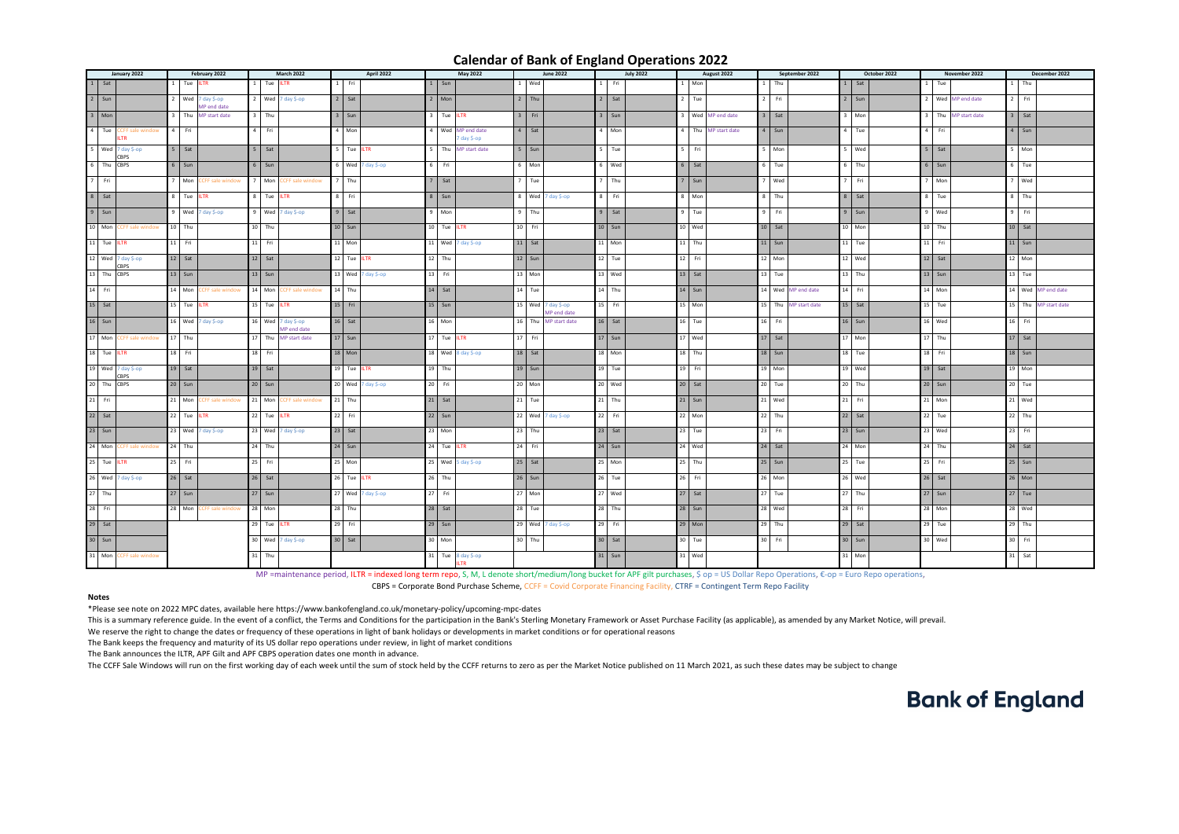# Calendar of Bank of England Operations 2022

| Day | January 2022 | February 2022 | March 2022 | April 2022 | May 2022 | June 2022 | July 2022 | August 2022 | September 2022 | October 2022 | November 2022 | December 2022 |
|---|---|---|---|---|---|---|---|---|---|---|---|---|
| 1 | Sat | Tue ILTR | Tue ILTR | Fri | Sun | Wed | Fri | Mon | Thu | Sat | Tue | Thu |
| 2 | Sun | Wed 7 day $-op, MP end date | Wed 7 day $-op | Sat | Mon | Thu | Sat | Tue | Fri | Sun | Wed MP end date | Fri |
| 3 | Mon | Thu MP start date | Thu | Sun | Tue ILTR | Fri | Sun | Wed MP end date | Sat | Mon | Thu MP start date | Sat |
| 4 | Tue CCFF sale window, ILTR | Fri | Fri | Mon | Wed MP end date, 7 day $-op | Sat | Mon | Thu MP start date | Sun | Tue | Fri | Sun |
| 5 | Wed 7 day $-op, CBPS | Sat | Sat | Tue ILTR | Thu MP start date | Sun | Tue | Fri | Mon | Wed | Sat | Mon |
| 6 | Thu CBPS | Sun | Sun | Wed 7 day $-op | Fri | Mon | Wed | Sat | Tue | Thu | Sun | Tue |
| 7 | Fri | Mon CCFF sale window | Mon CCFF sale window | Thu | Sat | Tue | Thu | Sun | Wed | Fri | Mon | Wed |
| 8 | Sat | Tue ILTR | Tue ILTR | Fri | Sun | Wed 7 day $-op | Fri | Mon | Thu | Sat | Tue | Thu |
| 9 | Sun | Wed 7 day $-op | Wed 7 day $-op | Sat | Mon | Thu | Sat | Tue | Fri | Sun | Wed | Fri |
| 10 | Mon CCFF sale window | Thu | Thu | Sun | Tue ILTR | Fri | Sun | Wed | Sat | Mon | Thu | Sat |
| 11 | Tue ILTR | Fri | Fri | Mon | Wed 7 day $-op | Sat | Mon | Thu | Sun | Tue | Fri | Sun |
| 12 | Wed 7 day $-op, CBPS | Sat | Sat | Tue ILTR | Thu | Sun | Tue | Fri | Mon | Wed | Sat | Mon |
| 13 | Thu CBPS | Sun | Sun | Wed 7 day $-op | Fri | Mon | Wed | Sat | Tue | Thu | Sun | Tue |
| 14 | Fri | Mon CCFF sale window | Mon CCFF sale window | Thu | Sat | Tue | Thu | Sun | Wed MP end date | Fri | Mon | Wed MP end date |
| 15 | Sat | Tue ILTR | Tue ILTR | Fri | Sun | Wed 7 day $-op, MP end date | Fri | Mon | Thu MP start date | Sat | Tue | Thu MP start date |
| 16 | Sun | Wed 7 day $-op | Wed 7 day $-op, MP end date | Sat | Mon | Thu MP start date | Sat | Tue | Fri | Sun | Wed | Fri |
| 17 | Mon CCFF sale window | Thu | Thu MP start date | Sun | Tue ILTR | Fri | Sun | Wed | Sat | Mon | Thu | Sat |
| 18 | Tue ILTR | Fri | Fri | Mon | Wed 8 day $-op | Sat | Mon | Thu | Sun | Tue | Fri | Sun |
| 19 | Wed 7 day $-op, CBPS | Sat | Sat | Tue ILTR | Thu | Sun | Tue | Fri | Mon | Wed | Sat | Mon |
| 20 | Thu CBPS | Sun | Sun | Wed 7 day $-op | Fri | Mon | Wed | Sat | Tue | Thu | Sun | Tue |
| 21 | Fri | Mon CCFF sale window | Mon CCFF sale window | Thu | Sat | Tue | Thu | Sun | Wed | Fri | Mon | Wed |
| 22 | Sat | Tue ILTR | Tue ILTR | Fri | Sun | Wed 7 day $-op | Fri | Mon | Thu | Sat | Tue | Thu |
| 23 | Sun | Wed 7 day $-op | Wed 7 day $-op | Sat | Mon | Thu | Sat | Tue | Fri | Sun | Wed | Fri |
| 24 | Mon CCFF sale window | Thu | Thu | Sun | Tue ILTR | Fri | Sun | Wed | Sat | Mon | Thu | Sat |
| 25 | Tue ILTR | Fri | Fri | Mon | Wed 5 day $-op | Sat | Mon | Thu | Sun | Tue | Fri | Sun |
| 26 | Wed 7 day $-op | Sat | Sat | Tue ILTR | Thu | Sun | Tue | Fri | Mon | Wed | Sat | Mon |
| 27 | Thu | Sun | Sun | Wed 7 day $-op | Fri | Mon | Wed | Sat | Tue | Thu | Sun | Tue |
| 28 | Fri | Mon CCFF sale window | Mon | Thu | Sat | Tue | Thu | Sun | Wed | Fri | Mon | Wed |
| 29 | Sat | | Tue ILTR | Fri | Sun | Wed 7 day $-op | Fri | Mon | Thu | Sat | Tue | Thu |
| 30 | Sun | | Wed 7 day $-op | Sat | Mon | Thu | Sat | Tue | Fri | Sun | Wed | Fri |
| 31 | Mon CCFF sale window | | Thu | | Tue 8 day $-op, ILTR | | Sun | Wed | | Mon | | Sat |

MP =maintenance period, ILTR = indexed long term repo, S, M, L denote short/medium/long bucket for APF gilt purchases, $ op = US Dollar Repo Operations, €-op = Euro Repo operations,

CBPS = Corporate Bond Purchase Scheme, CCFF = Covid Corporate Financing Facility, CTRF = Contingent Term Repo Facility

**Notes**

*Please see note on 2022 MPC dates, available here https://www.bankofengland.co.uk/monetary-policy/upcoming-mpc-dates

This is a summary reference guide. In the event of a conflict, the Terms and Conditions for the participation in the Bank's Sterling Monetary Framework or Asset Purchase Facility (as applicable), as amended by any Market Notice, will prevail.

We reserve the right to change the dates or frequency of these operations in light of bank holidays or developments in market conditions or for operational reasons

The Bank keeps the frequency and maturity of its US dollar repo operations under review, in light of market conditions

The Bank announces the ILTR, APF Gilt and APF CBPS operation dates one month in advance.

The CCFF Sale Windows will run on the first working day of each week until the sum of stock held by the CCFF returns to zero as per the Market Notice published on 11 March 2021, as such these dates may be subject to change

**Bank of England**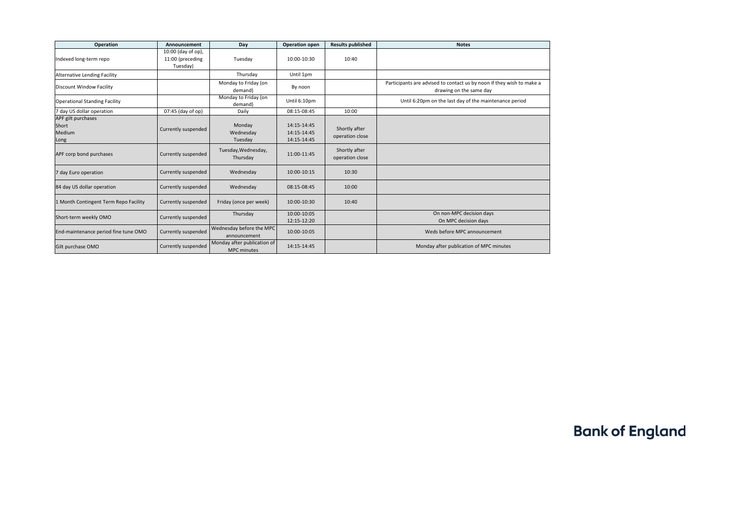| Operation | Announcement | Day | Operation open | Results published | Notes |
|---|---|---|---|---|---|
| Indexed long-term repo | 10:00 (day of op), 11:00 (preceding Tuesday) | Tuesday | 10:00-10:30 | 10:40 | |
| Alternative Lending Facility | | Thursday | Until 1pm | | |
| Discount Window Facility | | Monday to Friday (on demand) | By noon | | Participants are advised to contact us by noon if they wish to make a drawing on the same day |
| Operational Standing Facility | | Monday to Friday (on demand) | Until 6:10pm | | Until 6:20pm on the last day of the maintenance period |
| 7 day US dollar operation | 07:45 (day of op) | Daily | 08:15-08:45 | 10:00 | |
| APF gilt purchases<br>Short<br>Medium<br>Long | Currently suspended | <br>Monday<br>Wednesday<br>Tuesday | <br>14:15-14:45<br>14:15-14:45<br>14:15-14:45 | Shortly after operation close | |
| APF corp bond purchases | Currently suspended | Tuesday,Wednesday, Thursday | 11:00-11:45 | Shortly after operation close | |
| 7 day Euro operation | Currently suspended | Wednesday | 10:00-10:15 | 10:30 | |
| 84 day US dollar operation | Currently suspended | Wednesday | 08:15-08:45 | 10:00 | |
| 1 Month Contingent Term Repo Facility | Currently suspended | Friday (once per week) | 10:00-10:30 | 10:40 | |
| Short-term weekly OMO | Currently suspended | Thursday | 10:00-10:05<br>12:15-12:20 | | On non-MPC decision days<br>On MPC decision days |
| End-maintenance period fine tune OMO | Currently suspended | Wednesday before the MPC announcement | 10:00-10:05 | | Weds before MPC announcement |
| Gilt purchase OMO | Currently suspended | Monday after publication of MPC minutes | 14:15-14:45 | | Monday after publication of MPC minutes |

Bank of England